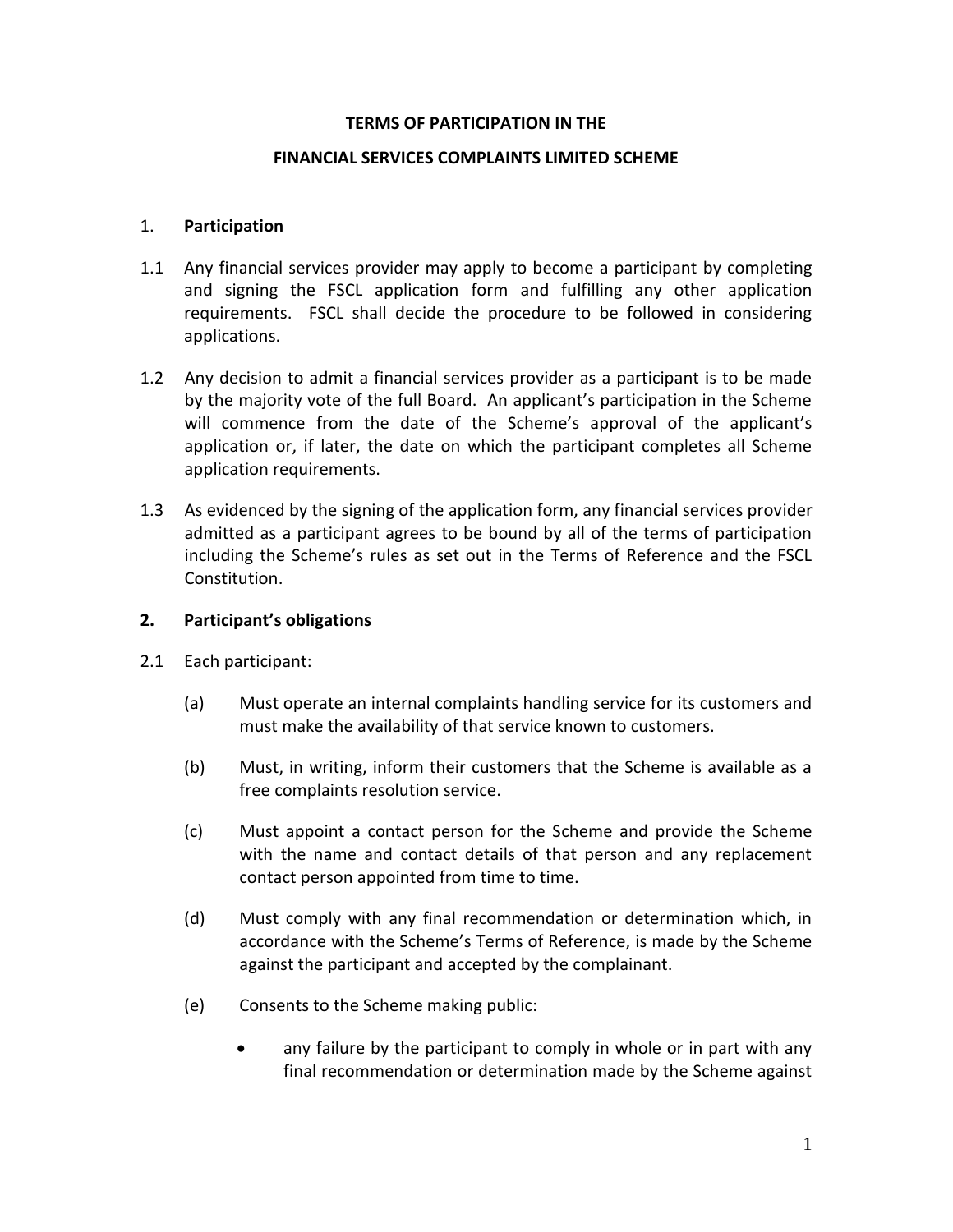**TERMS OF PARTICIPATION IN THE**

**FINANCIAL SERVICES COMPLAINTS LIMITED SCHEME**

1. **Participation**

1.1 Any financial services provider may apply to become a participant by completing and signing the FSCL application form and fulfilling any other application requirements. FSCL shall decide the procedure to be followed in considering applications.

1.2 Any decision to admit a financial services provider as a participant is to be made by the majority vote of the full Board. An applicant's participation in the Scheme will commence from the date of the Scheme's approval of the applicant's application or, if later, the date on which the participant completes all Scheme application requirements.

1.3 As evidenced by the signing of the application form, any financial services provider admitted as a participant agrees to be bound by all of the terms of participation including the Scheme's rules as set out in the Terms of Reference and the FSCL Constitution.

**2. Participant's obligations**

2.1 Each participant:

(a) Must operate an internal complaints handling service for its customers and must make the availability of that service known to customers.

(b) Must, in writing, inform their customers that the Scheme is available as a free complaints resolution service.

(c) Must appoint a contact person for the Scheme and provide the Scheme with the name and contact details of that person and any replacement contact person appointed from time to time.

(d) Must comply with any final recommendation or determination which, in accordance with the Scheme's Terms of Reference, is made by the Scheme against the participant and accepted by the complainant.

(e) Consents to the Scheme making public:

- any failure by the participant to comply in whole or in part with any final recommendation or determination made by the Scheme against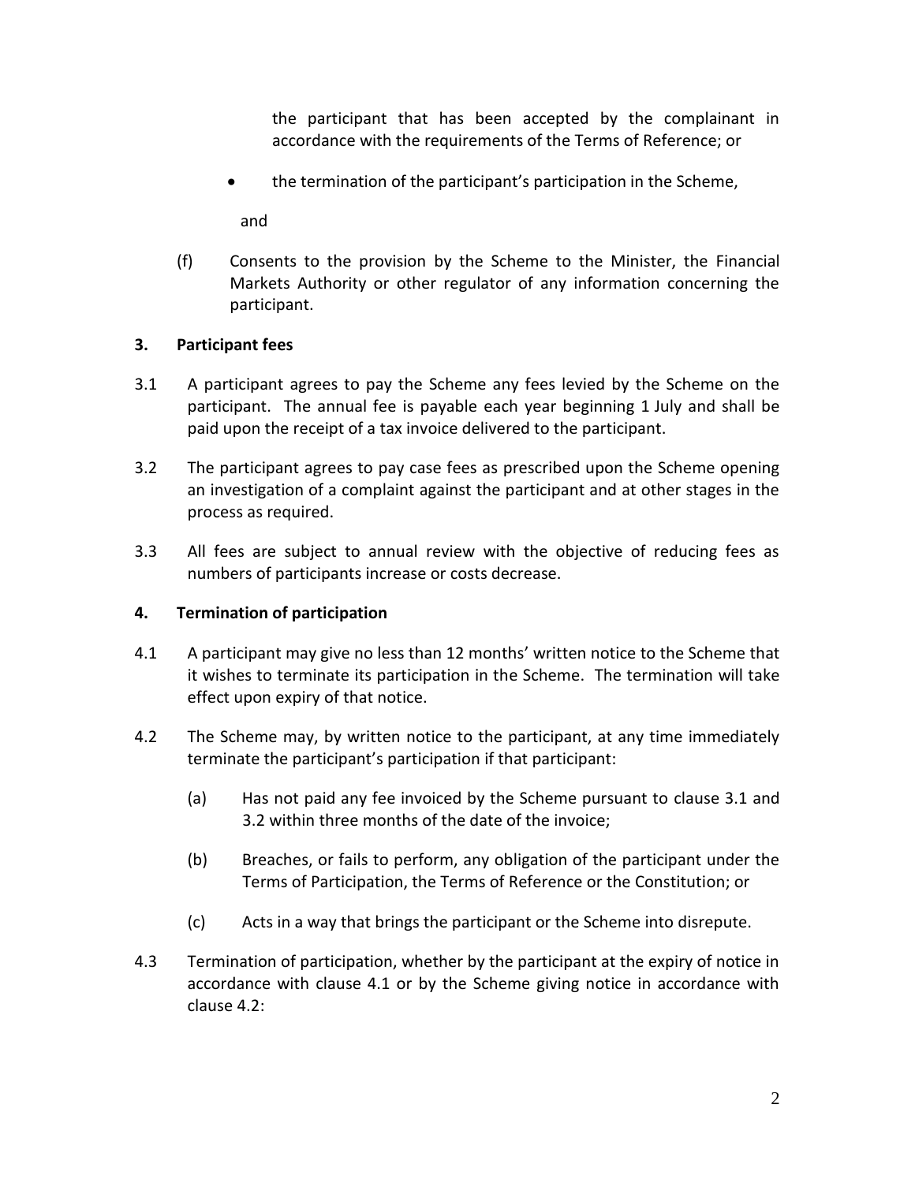the participant that has been accepted by the complainant in accordance with the requirements of the Terms of Reference; or

- the termination of the participant's participation in the Scheme,

and

(f) Consents to the provision by the Scheme to the Minister, the Financial Markets Authority or other regulator of any information concerning the participant.

## 3. Participant fees

3.1 A participant agrees to pay the Scheme any fees levied by the Scheme on the participant. The annual fee is payable each year beginning 1 July and shall be paid upon the receipt of a tax invoice delivered to the participant.

3.2 The participant agrees to pay case fees as prescribed upon the Scheme opening an investigation of a complaint against the participant and at other stages in the process as required.

3.3 All fees are subject to annual review with the objective of reducing fees as numbers of participants increase or costs decrease.

## 4. Termination of participation

4.1 A participant may give no less than 12 months' written notice to the Scheme that it wishes to terminate its participation in the Scheme. The termination will take effect upon expiry of that notice.

4.2 The Scheme may, by written notice to the participant, at any time immediately terminate the participant's participation if that participant:

(a) Has not paid any fee invoiced by the Scheme pursuant to clause 3.1 and 3.2 within three months of the date of the invoice;

(b) Breaches, or fails to perform, any obligation of the participant under the Terms of Participation, the Terms of Reference or the Constitution; or

(c) Acts in a way that brings the participant or the Scheme into disrepute.

4.3 Termination of participation, whether by the participant at the expiry of notice in accordance with clause 4.1 or by the Scheme giving notice in accordance with clause 4.2: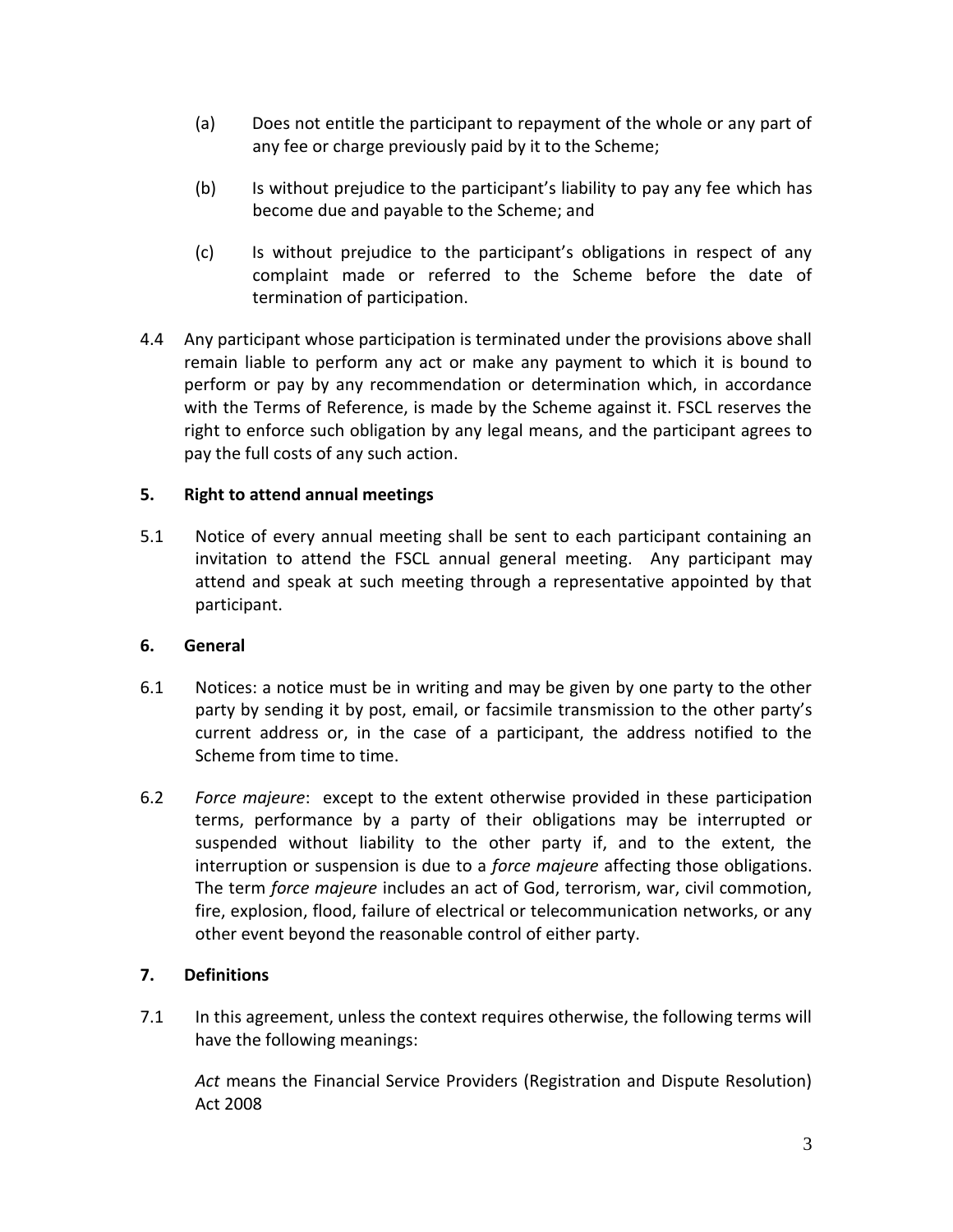(a) Does not entitle the participant to repayment of the whole or any part of any fee or charge previously paid by it to the Scheme;

(b) Is without prejudice to the participant's liability to pay any fee which has become due and payable to the Scheme; and

(c) Is without prejudice to the participant's obligations in respect of any complaint made or referred to the Scheme before the date of termination of participation.

4.4 Any participant whose participation is terminated under the provisions above shall remain liable to perform any act or make any payment to which it is bound to perform or pay by any recommendation or determination which, in accordance with the Terms of Reference, is made by the Scheme against it. FSCL reserves the right to enforce such obligation by any legal means, and the participant agrees to pay the full costs of any such action.

**5. Right to attend annual meetings**

5.1 Notice of every annual meeting shall be sent to each participant containing an invitation to attend the FSCL annual general meeting. Any participant may attend and speak at such meeting through a representative appointed by that participant.

**6. General**

6.1 Notices: a notice must be in writing and may be given by one party to the other party by sending it by post, email, or facsimile transmission to the other party's current address or, in the case of a participant, the address notified to the Scheme from time to time.

6.2 *Force majeure*: except to the extent otherwise provided in these participation terms, performance by a party of their obligations may be interrupted or suspended without liability to the other party if, and to the extent, the interruption or suspension is due to a *force majeure* affecting those obligations. The term *force majeure* includes an act of God, terrorism, war, civil commotion, fire, explosion, flood, failure of electrical or telecommunication networks, or any other event beyond the reasonable control of either party.

**7. Definitions**

7.1 In this agreement, unless the context requires otherwise, the following terms will have the following meanings:

*Act* means the Financial Service Providers (Registration and Dispute Resolution) Act 2008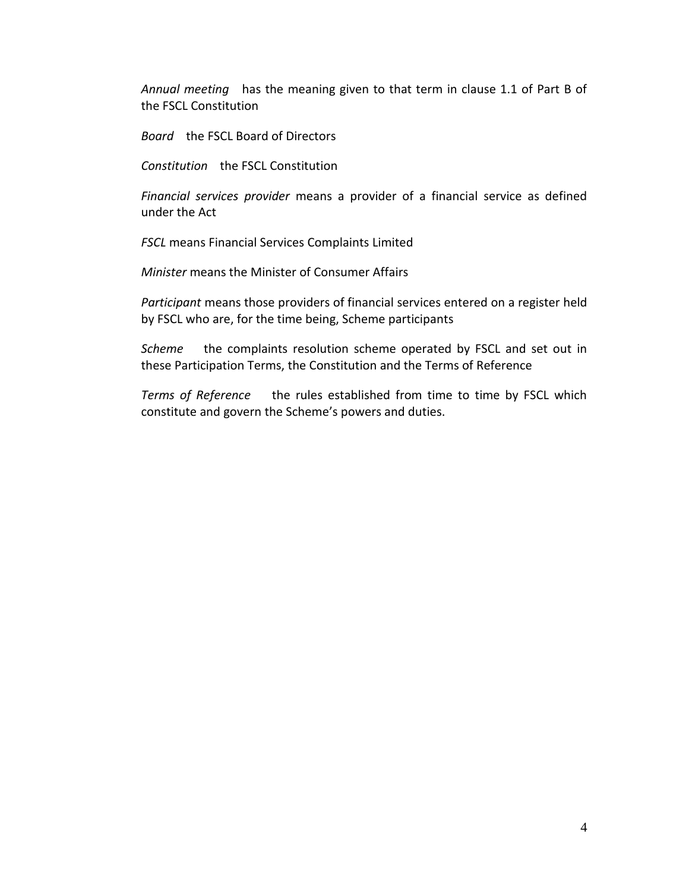*Annual meeting* has the meaning given to that term in clause 1.1 of Part B of the FSCL Constitution

*Board* the FSCL Board of Directors

*Constitution* the FSCL Constitution

*Financial services provider* means a provider of a financial service as defined under the Act

*FSCL* means Financial Services Complaints Limited

*Minister* means the Minister of Consumer Affairs

*Participant* means those providers of financial services entered on a register held by FSCL who are, for the time being, Scheme participants

*Scheme* the complaints resolution scheme operated by FSCL and set out in these Participation Terms, the Constitution and the Terms of Reference

*Terms of Reference* the rules established from time to time by FSCL which constitute and govern the Scheme's powers and duties.